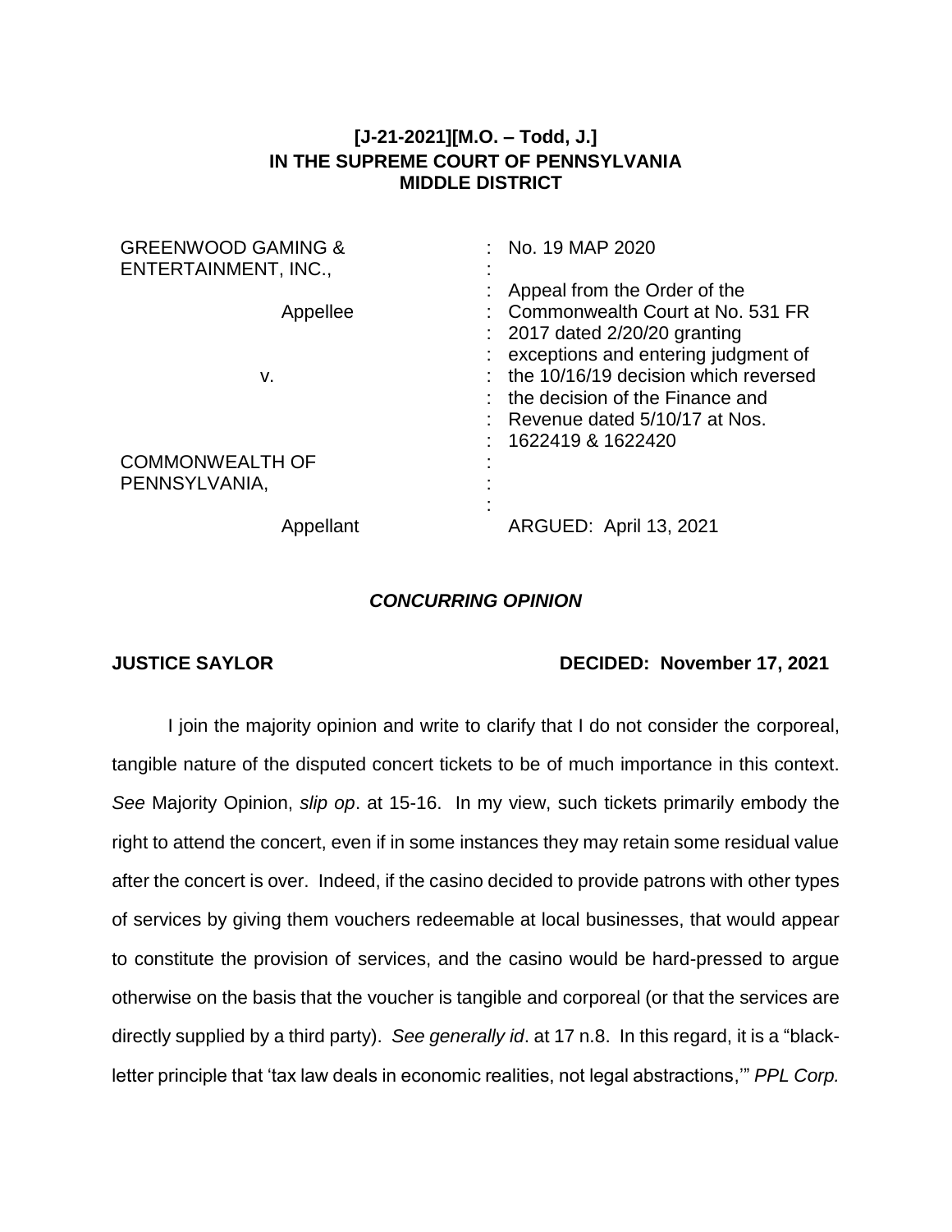**[J-21-2021][M.O. – Todd, J.]**
**IN THE SUPREME COURT OF PENNSYLVANIA**
**MIDDLE DISTRICT**

| | | |
|---|---|---|
| GREENWOOD GAMING & ENTERTAINMENT, INC., | : | No. 19 MAP 2020 |
| Appellee | : | Appeal from the Order of the Commonwealth Court at No. 531 FR 2017 dated 2/20/20 granting exceptions and entering judgment of the 10/16/19 decision which reversed the decision of the Finance and Revenue dated 5/10/17 at Nos. 1622419 & 1622420 |
| v. | : | |
| COMMONWEALTH OF PENNSYLVANIA, | : | |
| Appellant | : | ARGUED: April 13, 2021 |

***CONCURRING OPINION***

**JUSTICE SAYLOR** **DECIDED: November 17, 2021**

I join the majority opinion and write to clarify that I do not consider the corporeal, tangible nature of the disputed concert tickets to be of much importance in this context. *See* Majority Opinion, *slip op*. at 15-16. In my view, such tickets primarily embody the right to attend the concert, even if in some instances they may retain some residual value after the concert is over. Indeed, if the casino decided to provide patrons with other types of services by giving them vouchers redeemable at local businesses, that would appear to constitute the provision of services, and the casino would be hard-pressed to argue otherwise on the basis that the voucher is tangible and corporeal (or that the services are directly supplied by a third party). *See generally id*. at 17 n.8. In this regard, it is a "black-letter principle that 'tax law deals in economic realities, not legal abstractions,'" *PPL Corp.*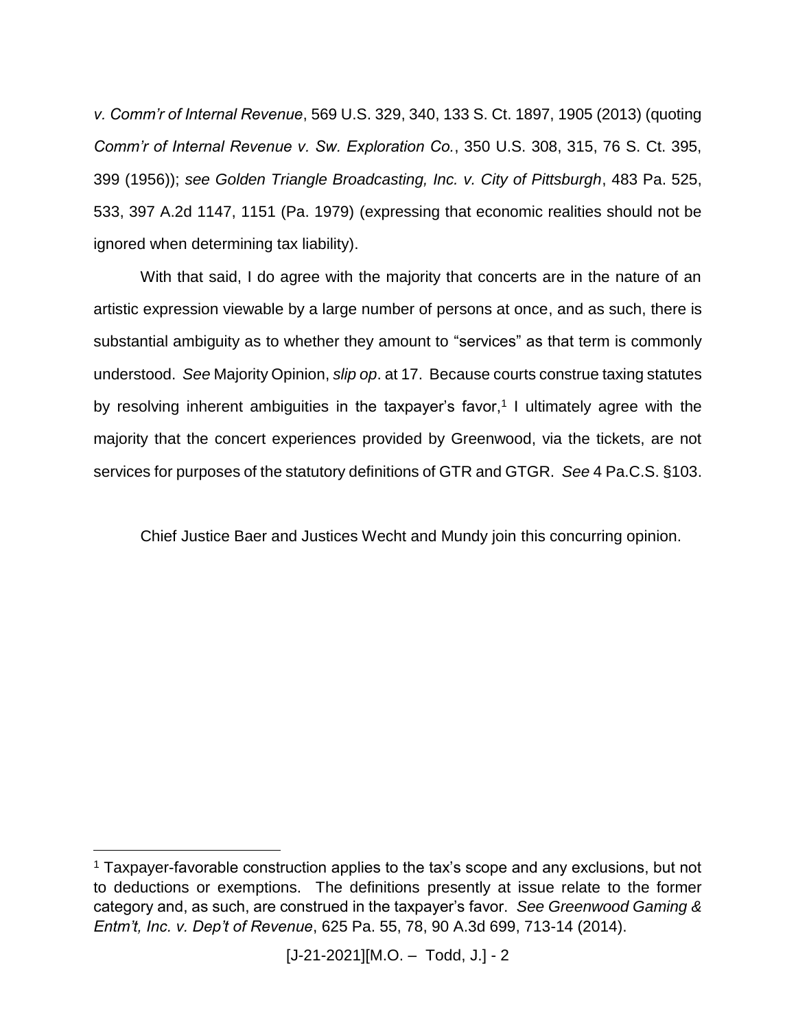*v. Comm'r of Internal Revenue*, 569 U.S. 329, 340, 133 S. Ct. 1897, 1905 (2013) (quoting *Comm'r of Internal Revenue v. Sw. Exploration Co.*, 350 U.S. 308, 315, 76 S. Ct. 395, 399 (1956)); *see Golden Triangle Broadcasting, Inc. v. City of Pittsburgh*, 483 Pa. 525, 533, 397 A.2d 1147, 1151 (Pa. 1979) (expressing that economic realities should not be ignored when determining tax liability).

With that said, I do agree with the majority that concerts are in the nature of an artistic expression viewable by a large number of persons at once, and as such, there is substantial ambiguity as to whether they amount to "services" as that term is commonly understood. *See* Majority Opinion, *slip op*. at 17. Because courts construe taxing statutes by resolving inherent ambiguities in the taxpayer's favor,[1] I ultimately agree with the majority that the concert experiences provided by Greenwood, via the tickets, are not services for purposes of the statutory definitions of GTR and GTGR. *See* 4 Pa.C.S. §103.

Chief Justice Baer and Justices Wecht and Mundy join this concurring opinion.

[1] Taxpayer-favorable construction applies to the tax's scope and any exclusions, but not to deductions or exemptions. The definitions presently at issue relate to the former category and, as such, are construed in the taxpayer's favor. *See Greenwood Gaming & Entm't, Inc. v. Dep't of Revenue*, 625 Pa. 55, 78, 90 A.3d 699, 713-14 (2014).